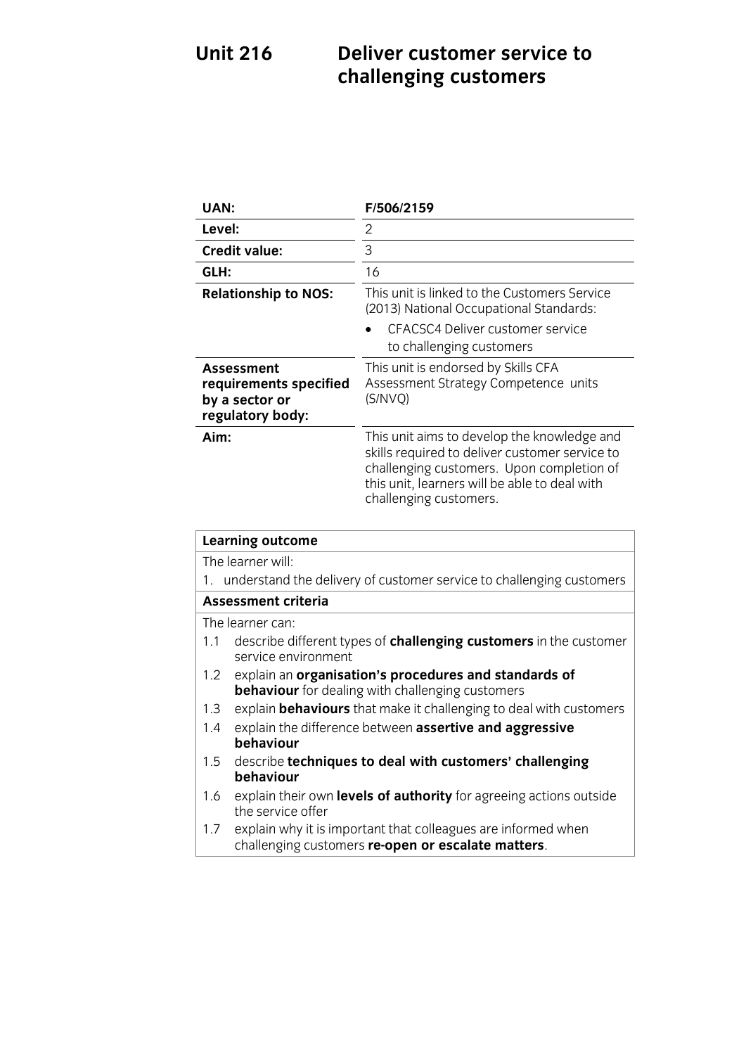# Unit 216 Deliver customer service to challenging customers

| | |
|---|---|
| **UAN:** | **F/506/2159** |
| **Level:** | 2 |
| **Credit value:** | 3 |
| **GLH:** | 16 |
| **Relationship to NOS:** | This unit is linked to the Customers Service (2013) National Occupational Standards:<br>• CFACSC4 Deliver customer service to challenging customers |
| **Assessment requirements specified by a sector or regulatory body:** | This unit is endorsed by Skills CFA Assessment Strategy Competence units (S/NVQ) |
| **Aim:** | This unit aims to develop the knowledge and skills required to deliver customer service to challenging customers. Upon completion of this unit, learners will be able to deal with challenging customers. |

| **Learning outcome** |
|---|
| The learner will: |
| 1. understand the delivery of customer service to challenging customers |
| **Assessment criteria** |
| The learner can: |
| 1.1 describe different types of **challenging customers** in the customer service environment |
| 1.2 explain an **organisation's procedures and standards of behaviour** for dealing with challenging customers |
| 1.3 explain **behaviours** that make it challenging to deal with customers |
| 1.4 explain the difference between **assertive and aggressive behaviour** |
| 1.5 describe **techniques to deal with customers' challenging behaviour** |
| 1.6 explain their own **levels of authority** for agreeing actions outside the service offer |
| 1.7 explain why it is important that colleagues are informed when challenging customers **re-open or escalate matters**. |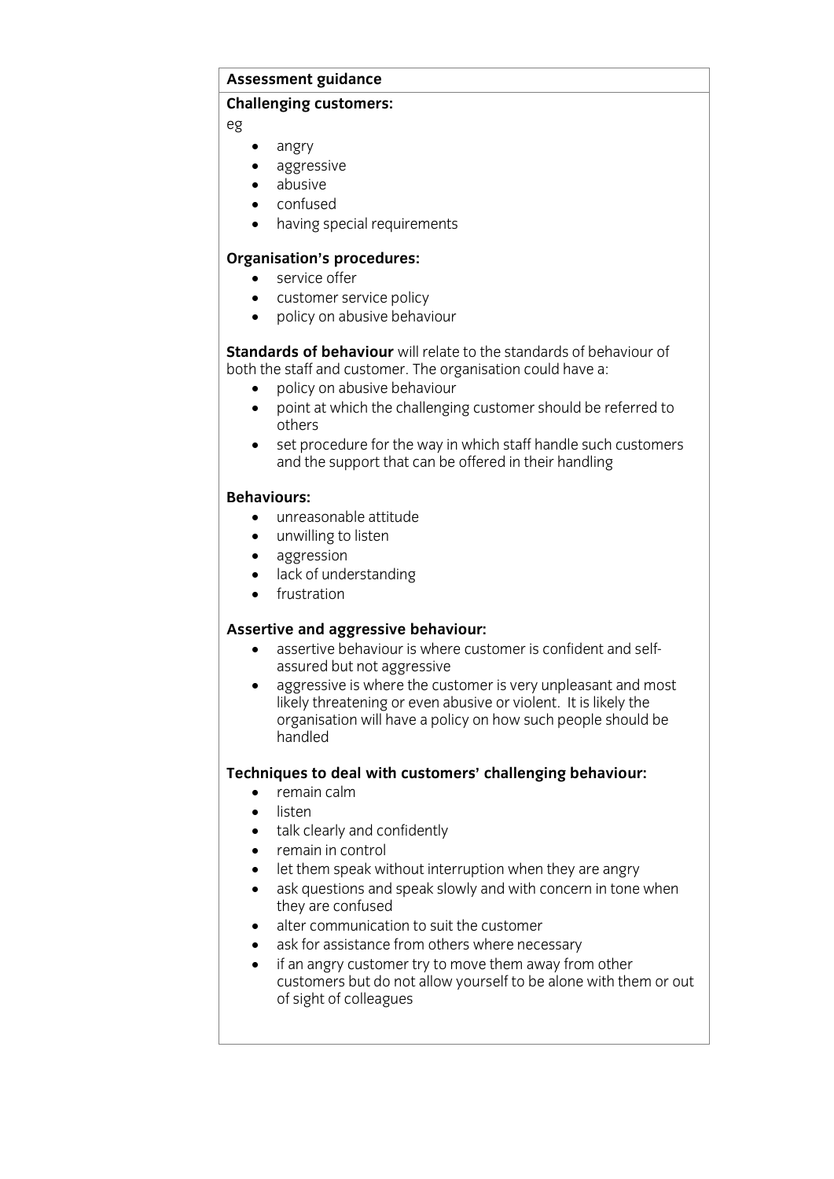**Assessment guidance**

**Challenging customers:**

eg

- angry
- aggressive
- abusive
- confused
- having special requirements

**Organisation's procedures:**

- service offer
- customer service policy
- policy on abusive behaviour

**Standards of behaviour** will relate to the standards of behaviour of both the staff and customer. The organisation could have a:

- policy on abusive behaviour
- point at which the challenging customer should be referred to others
- set procedure for the way in which staff handle such customers and the support that can be offered in their handling

**Behaviours:**

- unreasonable attitude
- unwilling to listen
- aggression
- lack of understanding
- frustration

**Assertive and aggressive behaviour:**

- assertive behaviour is where customer is confident and self-assured but not aggressive
- aggressive is where the customer is very unpleasant and most likely threatening or even abusive or violent. It is likely the organisation will have a policy on how such people should be handled

**Techniques to deal with customers' challenging behaviour:**

- remain calm
- listen
- talk clearly and confidently
- remain in control
- let them speak without interruption when they are angry
- ask questions and speak slowly and with concern in tone when they are confused
- alter communication to suit the customer
- ask for assistance from others where necessary
- if an angry customer try to move them away from other customers but do not allow yourself to be alone with them or out of sight of colleagues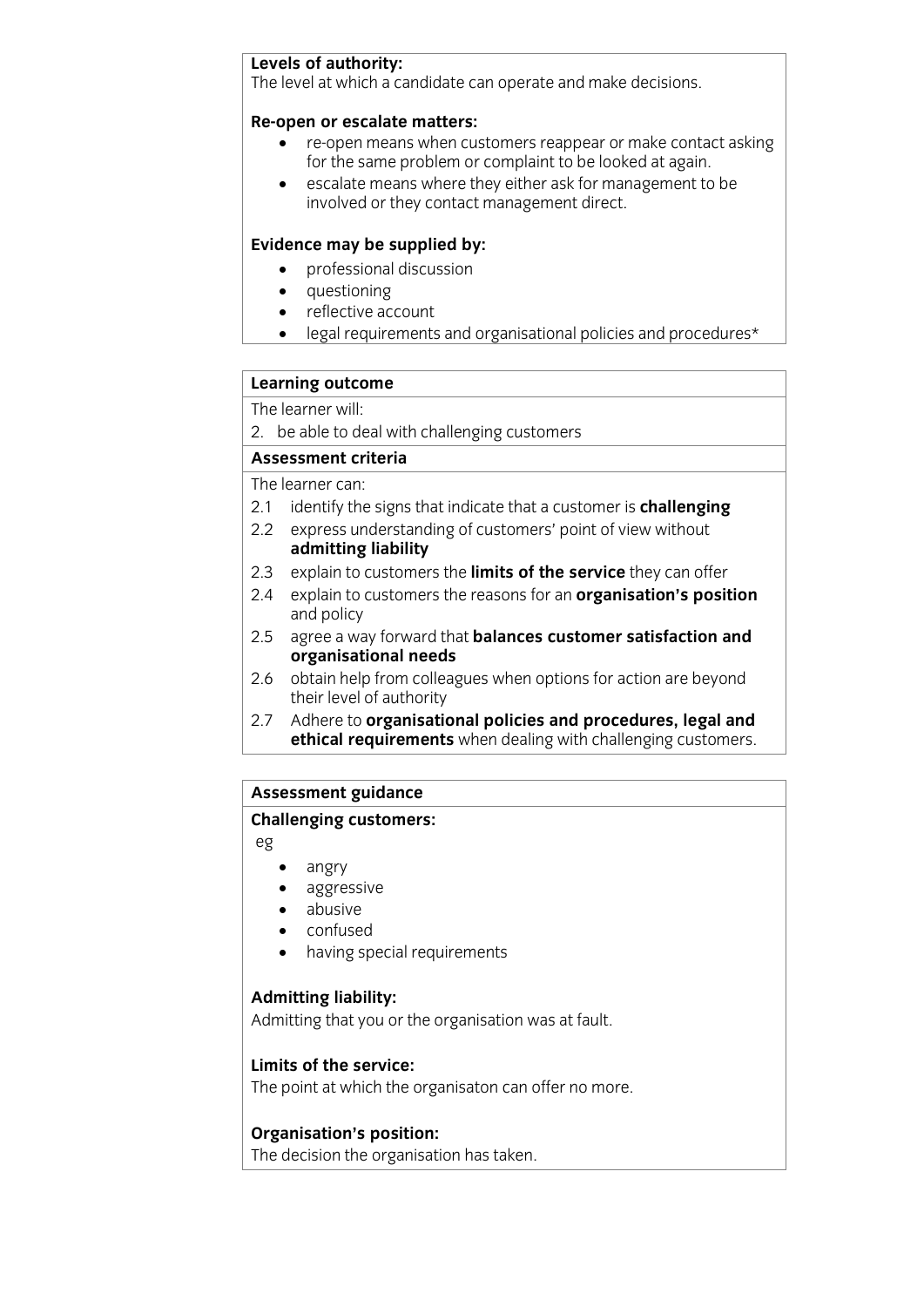**Levels of authority:**
The level at which a candidate can operate and make decisions.

**Re-open or escalate matters:**

- re-open means when customers reappear or make contact asking for the same problem or complaint to be looked at again.
- escalate means where they either ask for management to be involved or they contact management direct.

**Evidence may be supplied by:**

- professional discussion
- questioning
- reflective account
- legal requirements and organisational policies and procedures*

**Learning outcome**

The learner will:

2. be able to deal with challenging customers

**Assessment criteria**

The learner can:

2.1 identify the signs that indicate that a customer is **challenging**

2.2 express understanding of customers' point of view without **admitting liability**

2.3 explain to customers the **limits of the service** they can offer

2.4 explain to customers the reasons for an **organisation's position** and policy

2.5 agree a way forward that **balances customer satisfaction and organisational needs**

2.6 obtain help from colleagues when options for action are beyond their level of authority

2.7 Adhere to **organisational policies and procedures, legal and ethical requirements** when dealing with challenging customers.

**Assessment guidance**

**Challenging customers:**

eg

- angry
- aggressive
- abusive
- confused
- having special requirements

**Admitting liability:**
Admitting that you or the organisation was at fault.

**Limits of the service:**
The point at which the organisaton can offer no more.

**Organisation's position:**
The decision the organisation has taken.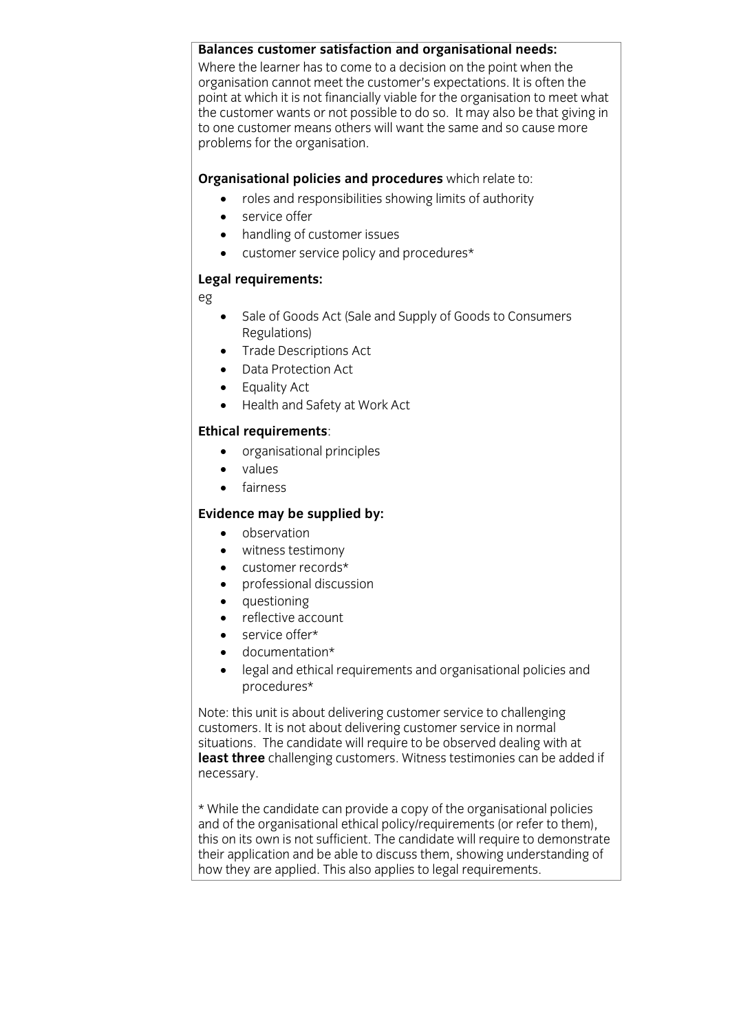**Balances customer satisfaction and organisational needs:**
Where the learner has to come to a decision on the point when the organisation cannot meet the customer's expectations. It is often the point at which it is not financially viable for the organisation to meet what the customer wants or not possible to do so. It may also be that giving in to one customer means others will want the same and so cause more problems for the organisation.

**Organisational policies and procedures** which relate to:

- roles and responsibilities showing limits of authority
- service offer
- handling of customer issues
- customer service policy and procedures*

**Legal requirements:**

eg

- Sale of Goods Act (Sale and Supply of Goods to Consumers Regulations)
- Trade Descriptions Act
- Data Protection Act
- Equality Act
- Health and Safety at Work Act

**Ethical requirements**:

- organisational principles
- values
- fairness

**Evidence may be supplied by:**

- observation
- witness testimony
- customer records*
- professional discussion
- questioning
- reflective account
- service offer*
- documentation*
- legal and ethical requirements and organisational policies and procedures*

Note: this unit is about delivering customer service to challenging customers. It is not about delivering customer service in normal situations. The candidate will require to be observed dealing with at **least three** challenging customers. Witness testimonies can be added if necessary.

* While the candidate can provide a copy of the organisational policies and of the organisational ethical policy/requirements (or refer to them), this on its own is not sufficient. The candidate will require to demonstrate their application and be able to discuss them, showing understanding of how they are applied. This also applies to legal requirements.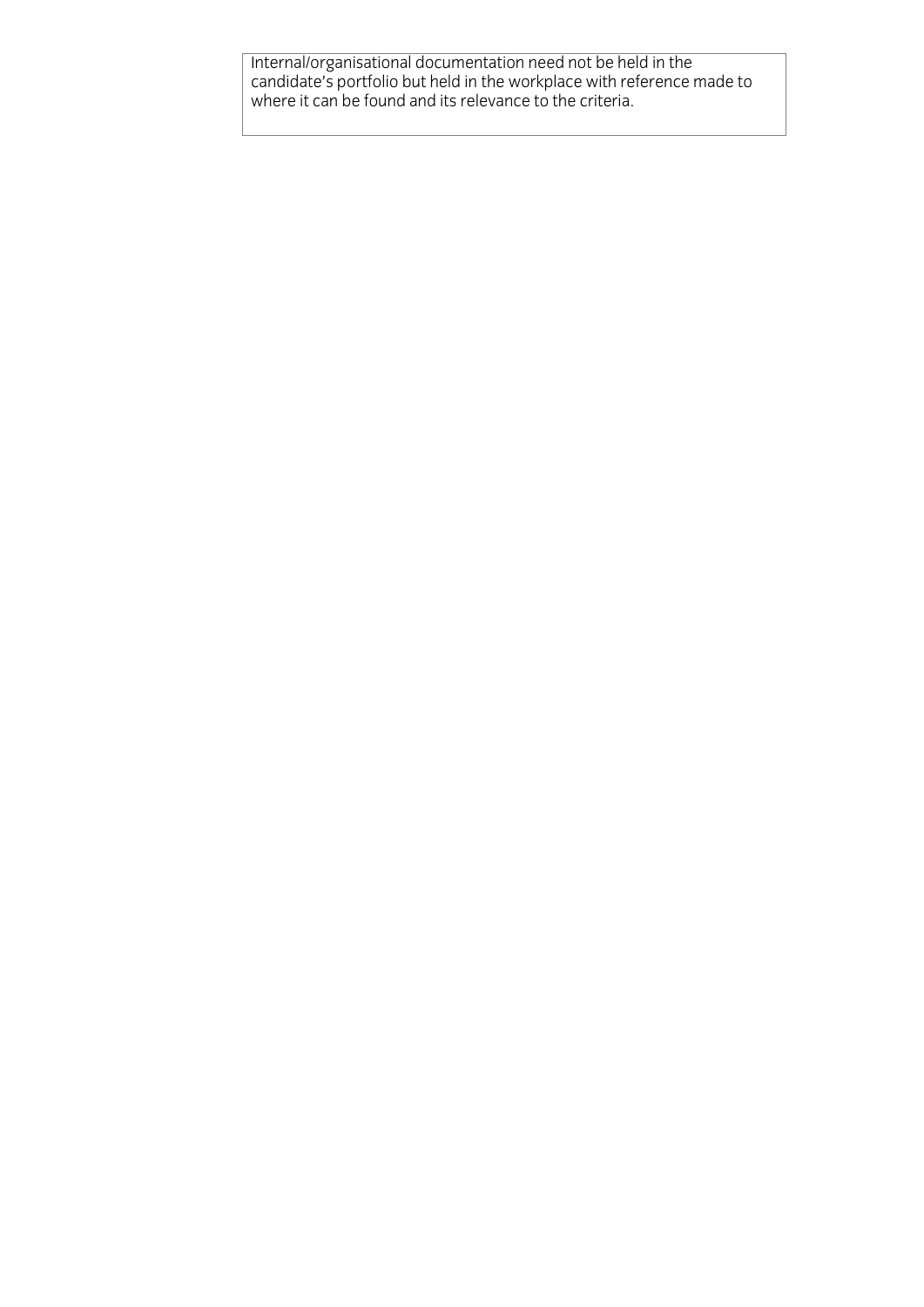Internal/organisational documentation need not be held in the candidate's portfolio but held in the workplace with reference made to where it can be found and its relevance to the criteria.